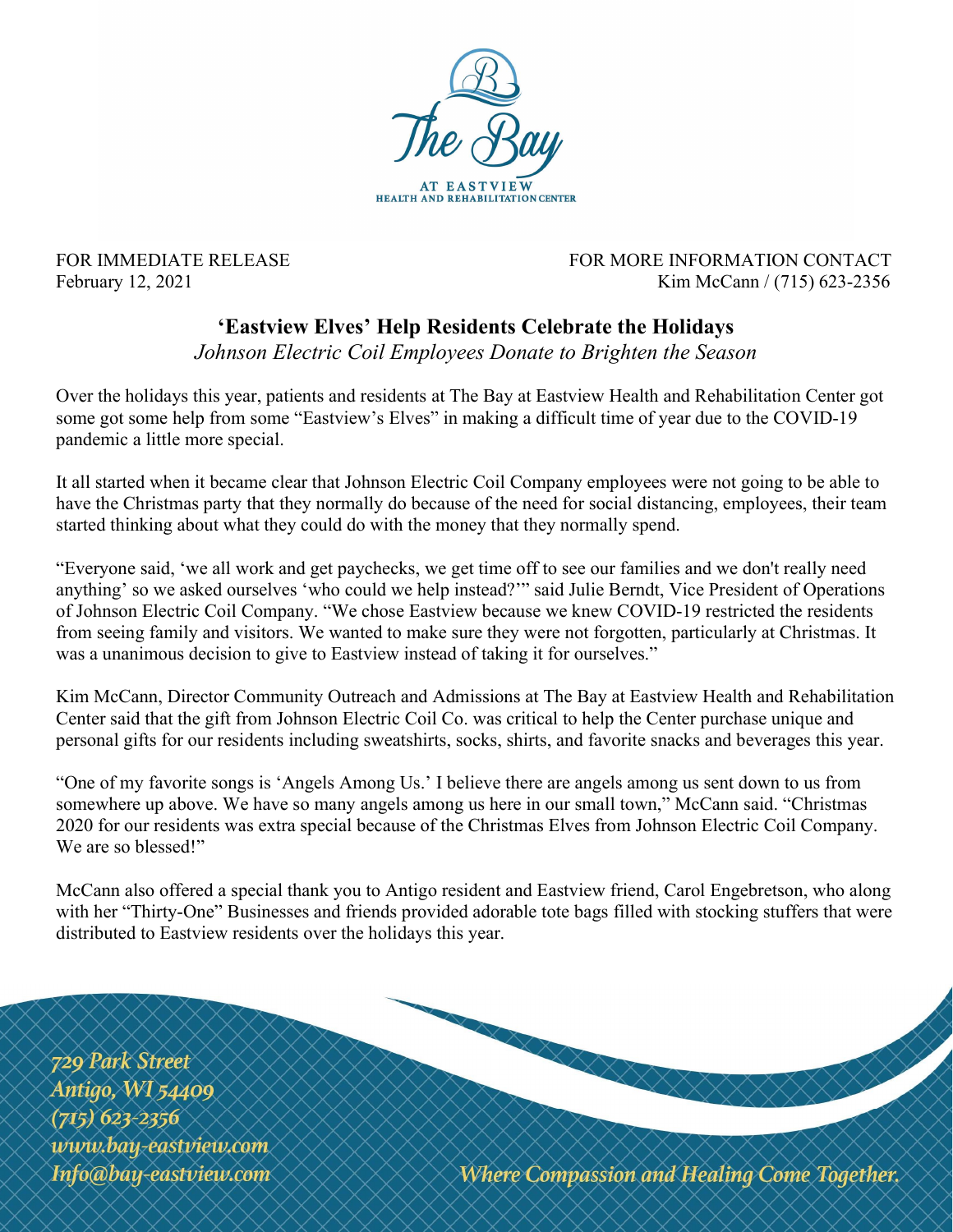The Bay

AT EASTVIEW
HEALTH AND REHABILITATION CENTER

FOR IMMEDIATE RELEASE
February 12, 2021

FOR MORE INFORMATION CONTACT
Kim McCann / (715) 623-2356

## 'Eastview Elves' Help Residents Celebrate the Holidays

*Johnson Electric Coil Employees Donate to Brighten the Season*

Over the holidays this year, patients and residents at The Bay at Eastview Health and Rehabilitation Center got some got some help from some "Eastview's Elves" in making a difficult time of year due to the COVID-19 pandemic a little more special.

It all started when it became clear that Johnson Electric Coil Company employees were not going to be able to have the Christmas party that they normally do because of the need for social distancing, employees, their team started thinking about what they could do with the money that they normally spend.

"Everyone said, 'we all work and get paychecks, we get time off to see our families and we don't really need anything' so we asked ourselves 'who could we help instead?'" said Julie Berndt, Vice President of Operations of Johnson Electric Coil Company. "We chose Eastview because we knew COVID-19 restricted the residents from seeing family and visitors. We wanted to make sure they were not forgotten, particularly at Christmas. It was a unanimous decision to give to Eastview instead of taking it for ourselves."

Kim McCann, Director Community Outreach and Admissions at The Bay at Eastview Health and Rehabilitation Center said that the gift from Johnson Electric Coil Co. was critical to help the Center purchase unique and personal gifts for our residents including sweatshirts, socks, shirts, and favorite snacks and beverages this year.

"One of my favorite songs is 'Angels Among Us.' I believe there are angels among us sent down to us from somewhere up above. We have so many angels among us here in our small town," McCann said. "Christmas 2020 for our residents was extra special because of the Christmas Elves from Johnson Electric Coil Company. We are so blessed!"

McCann also offered a special thank you to Antigo resident and Eastview friend, Carol Engebretson, who along with her "Thirty-One" Businesses and friends provided adorable tote bags filled with stocking stuffers that were distributed to Eastview residents over the holidays this year.

*729 Park Street*
*Antigo, WI 54409*
*(715) 623-2356*
*www.bay-eastview.com*
*Info@bay-eastview.com*

*Where Compassion and Healing Come Together.*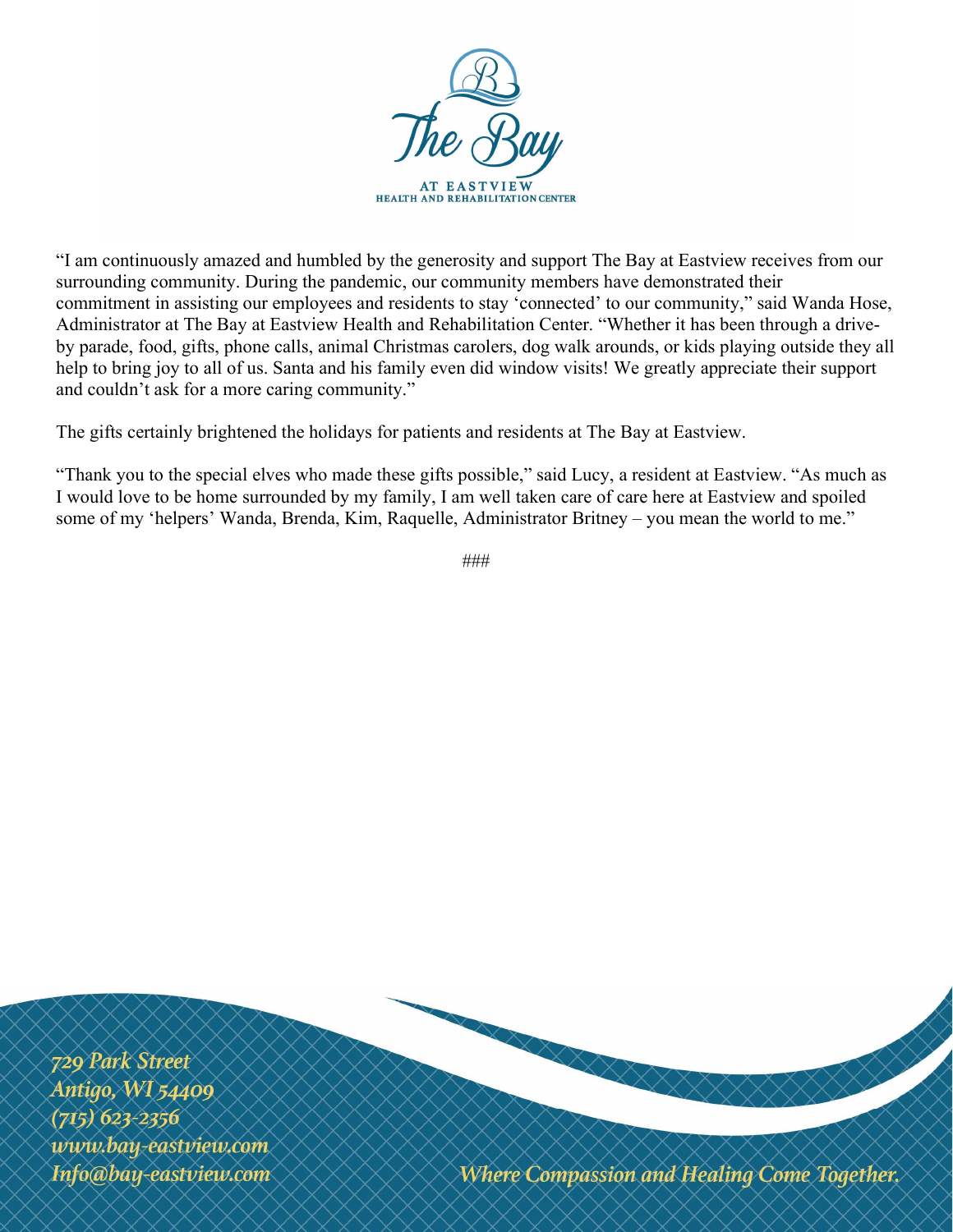"I am continuously amazed and humbled by the generosity and support The Bay at Eastview receives from our surrounding community. During the pandemic, our community members have demonstrated their commitment in assisting our employees and residents to stay 'connected' to our community," said Wanda Hose, Administrator at The Bay at Eastview Health and Rehabilitation Center. "Whether it has been through a drive-by parade, food, gifts, phone calls, animal Christmas carolers, dog walk arounds, or kids playing outside they all help to bring joy to all of us. Santa and his family even did window visits! We greatly appreciate their support and couldn't ask for a more caring community."

The gifts certainly brightened the holidays for patients and residents at The Bay at Eastview.

"Thank you to the special elves who made these gifts possible," said Lucy, a resident at Eastview. "As much as I would love to be home surrounded by my family, I am well taken care of care here at Eastview and spoiled some of my 'helpers' Wanda, Brenda, Kim, Raquelle, Administrator Britney – you mean the world to me."

###

*729 Park Street*
*Antigo, WI 54409*
*(715) 623-2356*
*www.bay-eastview.com*
*Info@bay-eastview.com*

*Where Compassion and Healing Come Together.*